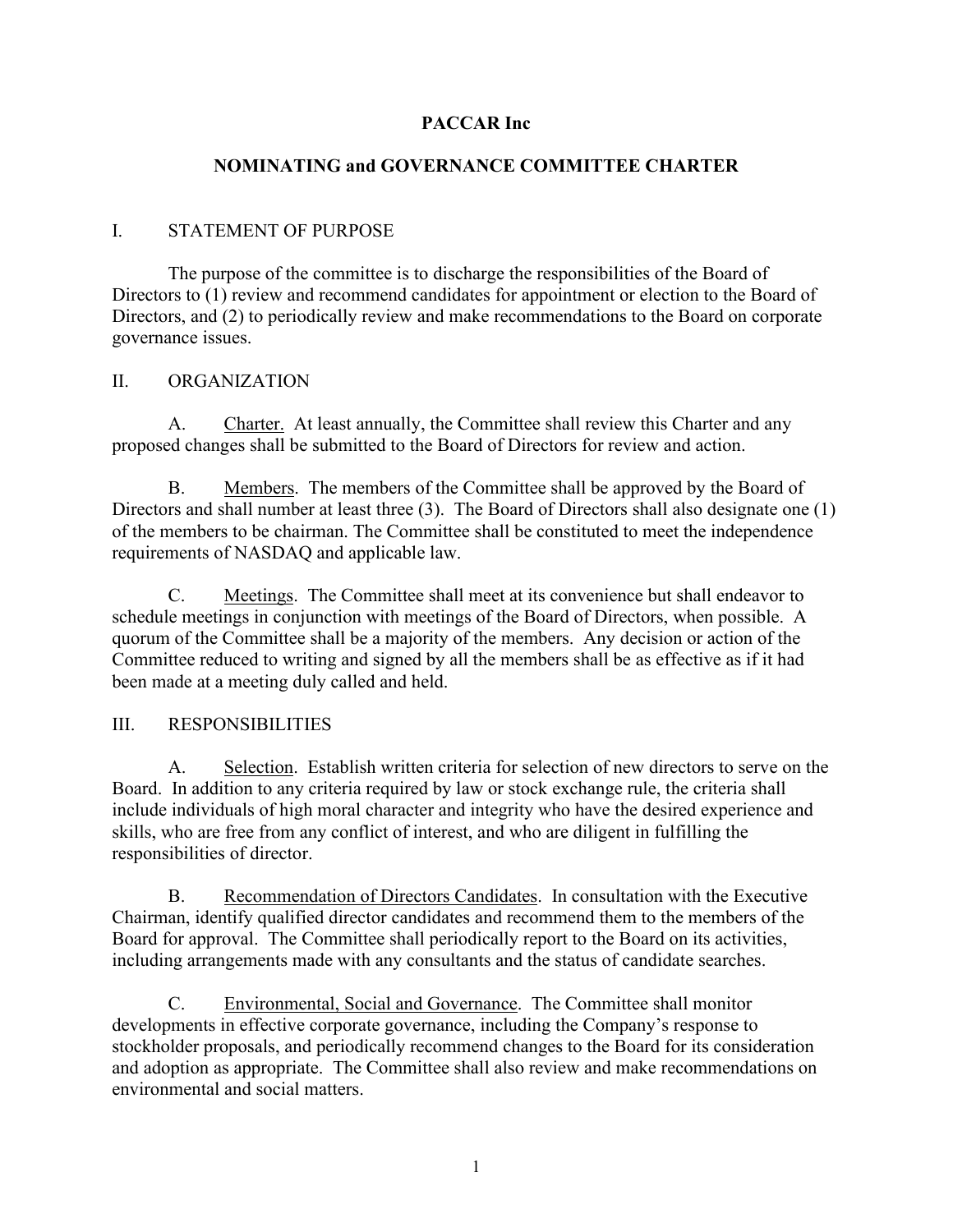# PACCAR Inc

## NOMINATING and GOVERNANCE COMMITTEE CHARTER

### I. STATEMENT OF PURPOSE

The purpose of the committee is to discharge the responsibilities of the Board of Directors to (1) review and recommend candidates for appointment or election to the Board of Directors, and (2) to periodically review and make recommendations to the Board on corporate governance issues.

### II. ORGANIZATION

A. Charter. At least annually, the Committee shall review this Charter and any proposed changes shall be submitted to the Board of Directors for review and action.

B. Members. The members of the Committee shall be approved by the Board of Directors and shall number at least three (3). The Board of Directors shall also designate one (1) of the members to be chairman. The Committee shall be constituted to meet the independence requirements of NASDAQ and applicable law.

C. Meetings. The Committee shall meet at its convenience but shall endeavor to schedule meetings in conjunction with meetings of the Board of Directors, when possible. A quorum of the Committee shall be a majority of the members. Any decision or action of the Committee reduced to writing and signed by all the members shall be as effective as if it had been made at a meeting duly called and held.

### III. RESPONSIBILITIES

A. Selection. Establish written criteria for selection of new directors to serve on the Board. In addition to any criteria required by law or stock exchange rule, the criteria shall include individuals of high moral character and integrity who have the desired experience and skills, who are free from any conflict of interest, and who are diligent in fulfilling the responsibilities of director.

B. Recommendation of Directors Candidates. In consultation with the Executive Chairman, identify qualified director candidates and recommend them to the members of the Board for approval. The Committee shall periodically report to the Board on its activities, including arrangements made with any consultants and the status of candidate searches.

C. Environmental, Social and Governance. The Committee shall monitor developments in effective corporate governance, including the Company's response to stockholder proposals, and periodically recommend changes to the Board for its consideration and adoption as appropriate. The Committee shall also review and make recommendations on environmental and social matters.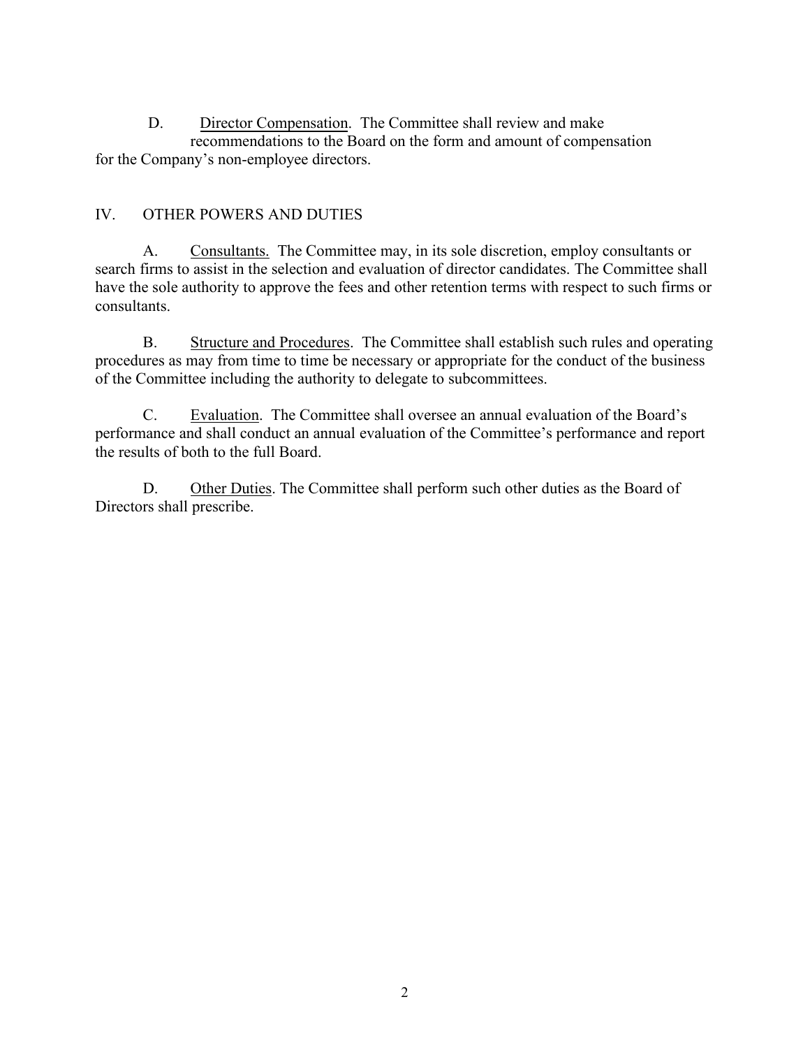D. Director Compensation. The Committee shall review and make recommendations to the Board on the form and amount of compensation for the Company's non-employee directors.

## IV. OTHER POWERS AND DUTIES

A. Consultants. The Committee may, in its sole discretion, employ consultants or search firms to assist in the selection and evaluation of director candidates. The Committee shall have the sole authority to approve the fees and other retention terms with respect to such firms or consultants.

B. Structure and Procedures. The Committee shall establish such rules and operating procedures as may from time to time be necessary or appropriate for the conduct of the business of the Committee including the authority to delegate to subcommittees.

C. Evaluation. The Committee shall oversee an annual evaluation of the Board's performance and shall conduct an annual evaluation of the Committee's performance and report the results of both to the full Board.

D. Other Duties. The Committee shall perform such other duties as the Board of Directors shall prescribe.